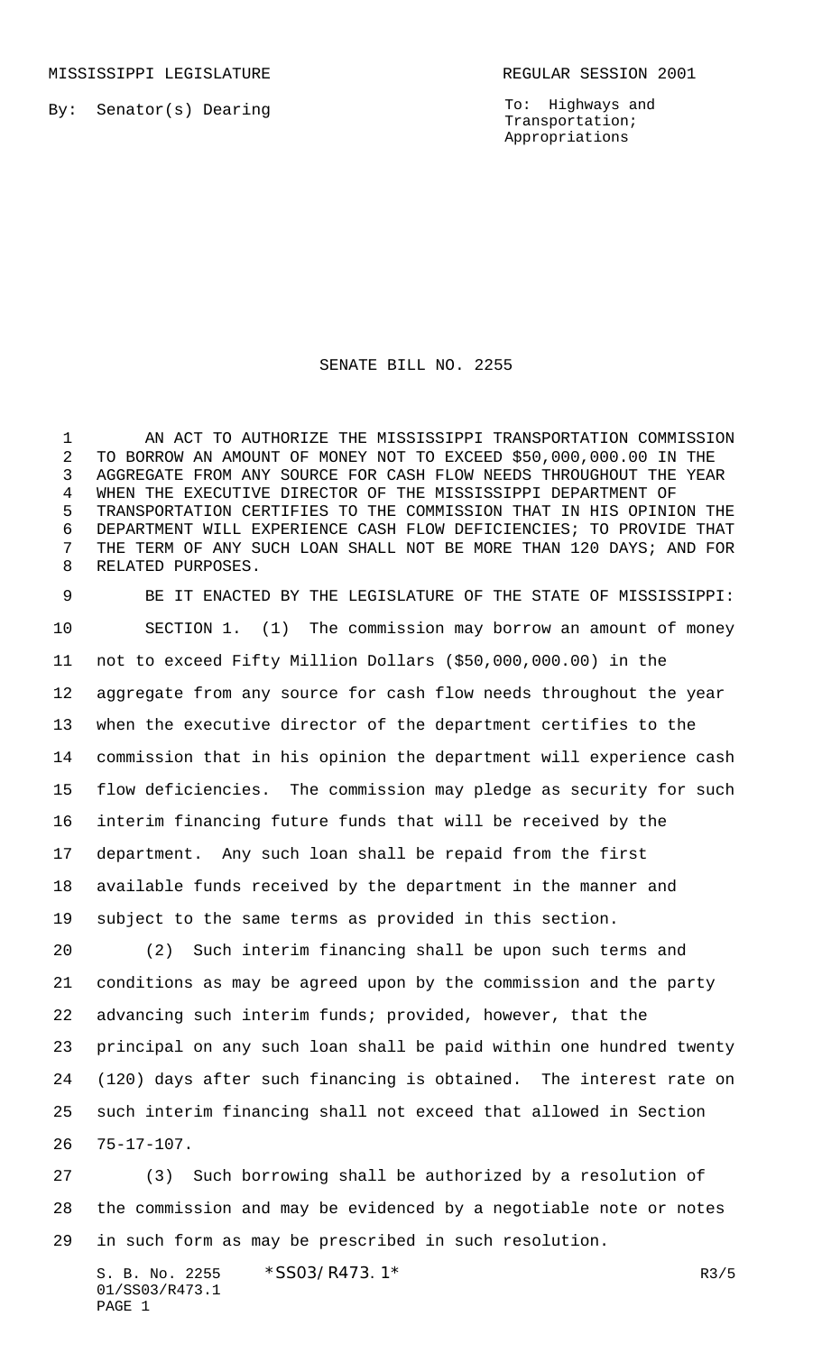MISSISSIPPI LEGISLATURE REGULAR SESSION 2001

By: Senator(s) Dearing

To: Highways and Transportation; Appropriations

# SENATE BILL NO. 2255

AN ACT TO AUTHORIZE THE MISSISSIPPI TRANSPORTATION COMMISSION TO BORROW AN AMOUNT OF MONEY NOT TO EXCEED $50,000,000.00 IN THE AGGREGATE FROM ANY SOURCE FOR CASH FLOW NEEDS THROUGHOUT THE YEAR WHEN THE EXECUTIVE DIRECTOR OF THE MISSISSIPPI DEPARTMENT OF TRANSPORTATION CERTIFIES TO THE COMMISSION THAT IN HIS OPINION THE DEPARTMENT WILL EXPERIENCE CASH FLOW DEFICIENCIES; TO PROVIDE THAT THE TERM OF ANY SUCH LOAN SHALL NOT BE MORE THAN 120 DAYS; AND FOR RELATED PURPOSES.

BE IT ENACTED BY THE LEGISLATURE OF THE STATE OF MISSISSIPPI:

SECTION 1. (1) The commission may borrow an amount of money not to exceed Fifty Million Dollars ($50,000,000.00) in the aggregate from any source for cash flow needs throughout the year when the executive director of the department certifies to the commission that in his opinion the department will experience cash flow deficiencies. The commission may pledge as security for such interim financing future funds that will be received by the department. Any such loan shall be repaid from the first available funds received by the department in the manner and subject to the same terms as provided in this section.

(2) Such interim financing shall be upon such terms and conditions as may be agreed upon by the commission and the party advancing such interim funds; provided, however, that the principal on any such loan shall be paid within one hundred twenty (120) days after such financing is obtained. The interest rate on such interim financing shall not exceed that allowed in Section 75-17-107.

(3) Such borrowing shall be authorized by a resolution of the commission and may be evidenced by a negotiable note or notes in such form as may be prescribed in such resolution.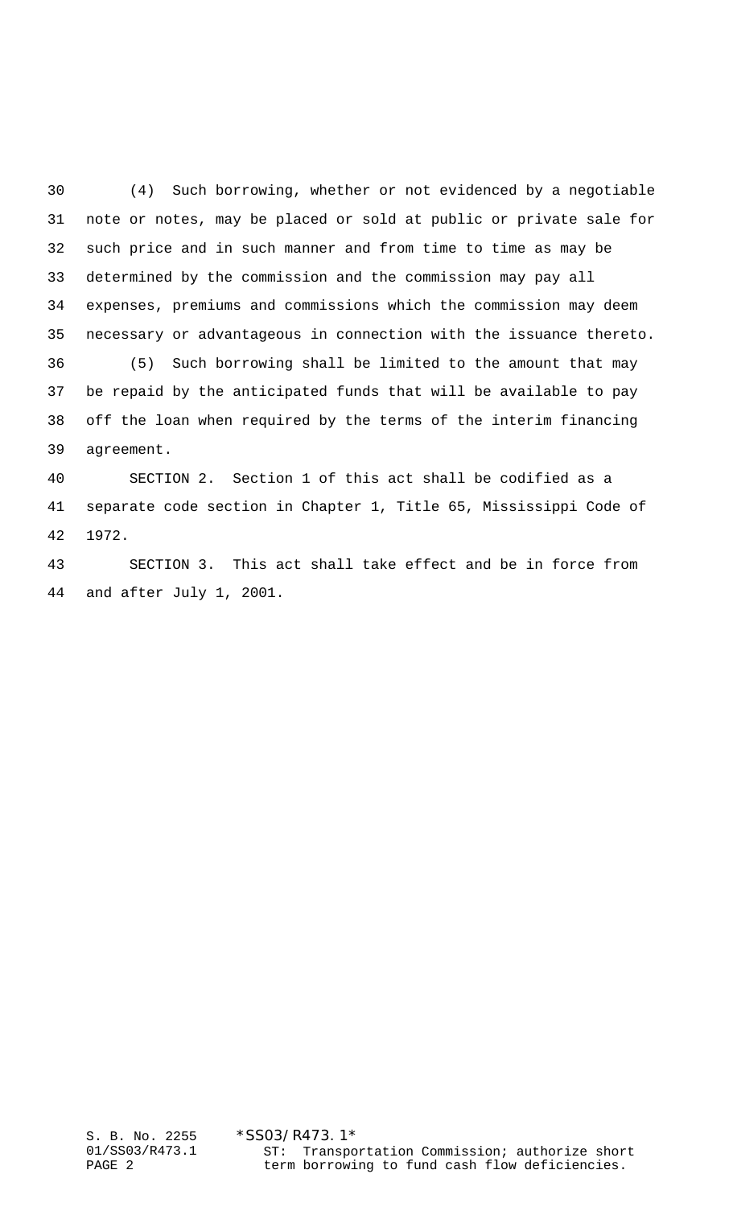(4) Such borrowing, whether or not evidenced by a negotiable note or notes, may be placed or sold at public or private sale for such price and in such manner and from time to time as may be determined by the commission and the commission may pay all expenses, premiums and commissions which the commission may deem necessary or advantageous in connection with the issuance thereto.

(5) Such borrowing shall be limited to the amount that may be repaid by the anticipated funds that will be available to pay off the loan when required by the terms of the interim financing agreement.

SECTION 2. Section 1 of this act shall be codified as a separate code section in Chapter 1, Title 65, Mississippi Code of 1972.

SECTION 3. This act shall take effect and be in force from and after July 1, 2001.